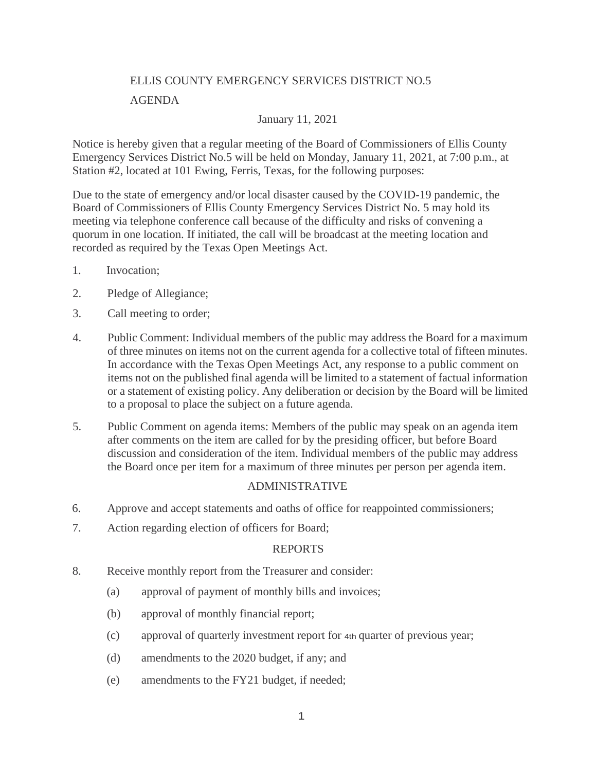# ELLIS COUNTY EMERGENCY SERVICES DISTRICT NO.5

## AGENDA

January 11, 2021

Notice is hereby given that a regular meeting of the Board of Commissioners of Ellis County Emergency Services District No.5 will be held on Monday, January 11, 2021, at 7:00 p.m., at Station #2, located at 101 Ewing, Ferris, Texas, for the following purposes:

Due to the state of emergency and/or local disaster caused by the COVID-19 pandemic, the Board of Commissioners of Ellis County Emergency Services District No. 5 may hold its meeting via telephone conference call because of the difficulty and risks of convening a quorum in one location. If initiated, the call will be broadcast at the meeting location and recorded as required by the Texas Open Meetings Act.

1. Invocation;
2. Pledge of Allegiance;
3. Call meeting to order;
4. Public Comment: Individual members of the public may address the Board for a maximum of three minutes on items not on the current agenda for a collective total of fifteen minutes. In accordance with the Texas Open Meetings Act, any response to a public comment on items not on the published final agenda will be limited to a statement of factual information or a statement of existing policy. Any deliberation or decision by the Board will be limited to a proposal to place the subject on a future agenda.
5. Public Comment on agenda items: Members of the public may speak on an agenda item after comments on the item are called for by the presiding officer, but before Board discussion and consideration of the item. Individual members of the public may address the Board once per item for a maximum of three minutes per person per agenda item.

### ADMINISTRATIVE

6. Approve and accept statements and oaths of office for reappointed commissioners;
7. Action regarding election of officers for Board;

### REPORTS

8. Receive monthly report from the Treasurer and consider:
   - (a) approval of payment of monthly bills and invoices;
   - (b) approval of monthly financial report;
   - (c) approval of quarterly investment report for 4th quarter of previous year;
   - (d) amendments to the 2020 budget, if any; and
   - (e) amendments to the FY21 budget, if needed;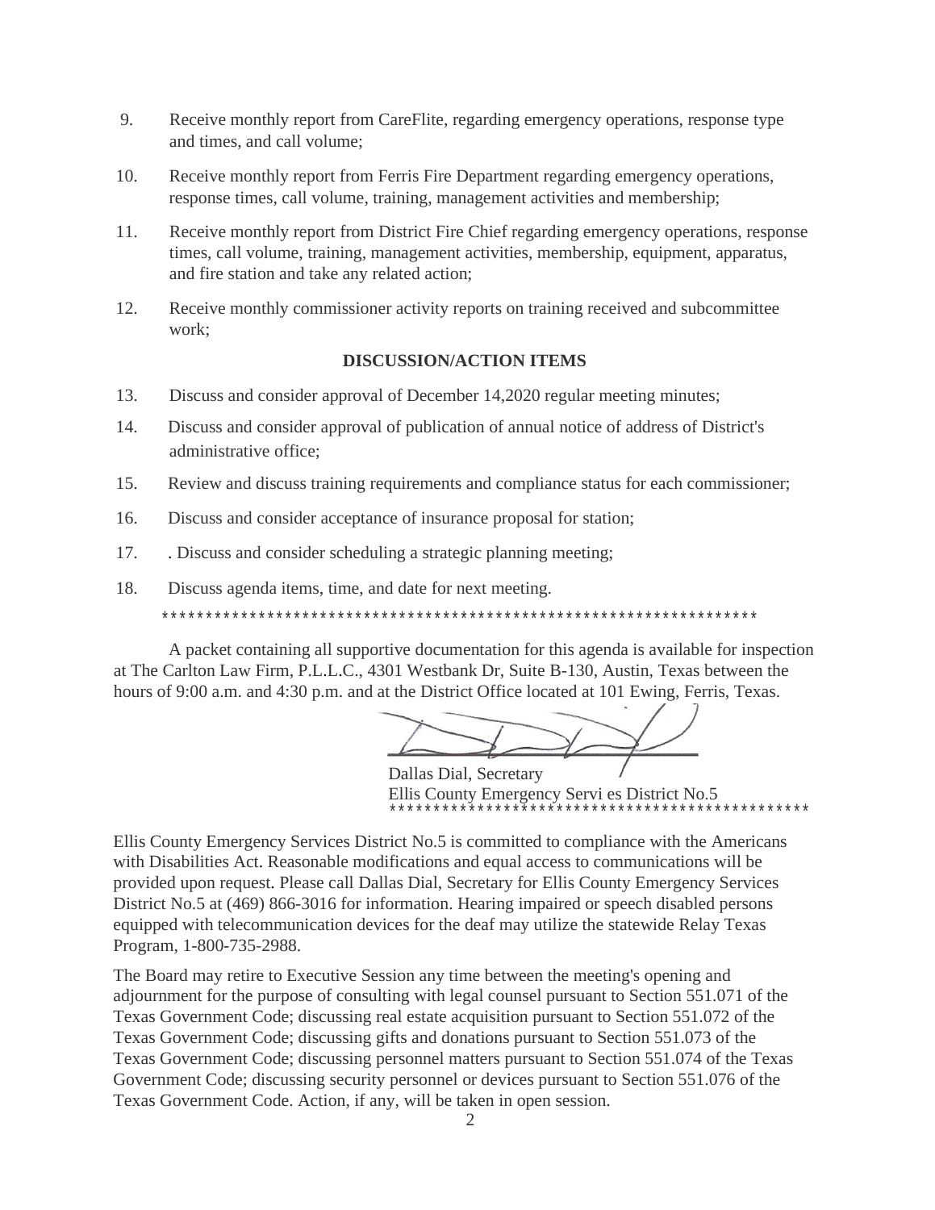9. Receive monthly report from CareFlite, regarding emergency operations, response type and times, and call volume;

10. Receive monthly report from Ferris Fire Department regarding emergency operations, response times, call volume, training, management activities and membership;

11. Receive monthly report from District Fire Chief regarding emergency operations, response times, call volume, training, management activities, membership, equipment, apparatus, and fire station and take any related action;

12. Receive monthly commissioner activity reports on training received and subcommittee work;

**DISCUSSION/ACTION ITEMS**

13. Discuss and consider approval of December 14,2020 regular meeting minutes;

14. Discuss and consider approval of publication of annual notice of address of District's administrative office;

15. Review and discuss training requirements and compliance status for each commissioner;

16. Discuss and consider acceptance of insurance proposal for station;

17. . Discuss and consider scheduling a strategic planning meeting;

18. Discuss agenda items, time, and date for next meeting.

*********************************************************************

A packet containing all supportive documentation for this agenda is available for inspection at The Carlton Law Firm, P.L.L.C., 4301 Westbank Dr, Suite B-130, Austin, Texas between the hours of 9:00 a.m. and 4:30 p.m. and at the District Office located at 101 Ewing, Ferris, Texas.

Dallas Dial, Secretary
Ellis County Emergency Servi es District No.5

***********************************************

Ellis County Emergency Services District No.5 is committed to compliance with the Americans with Disabilities Act. Reasonable modifications and equal access to communications will be provided upon request. Please call Dallas Dial, Secretary for Ellis County Emergency Services District No.5 at (469) 866-3016 for information. Hearing impaired or speech disabled persons equipped with telecommunication devices for the deaf may utilize the statewide Relay Texas Program, 1-800-735-2988.

The Board may retire to Executive Session any time between the meeting's opening and adjournment for the purpose of consulting with legal counsel pursuant to Section 551.071 of the Texas Government Code; discussing real estate acquisition pursuant to Section 551.072 of the Texas Government Code; discussing gifts and donations pursuant to Section 551.073 of the Texas Government Code; discussing personnel matters pursuant to Section 551.074 of the Texas Government Code; discussing security personnel or devices pursuant to Section 551.076 of the Texas Government Code. Action, if any, will be taken in open session.